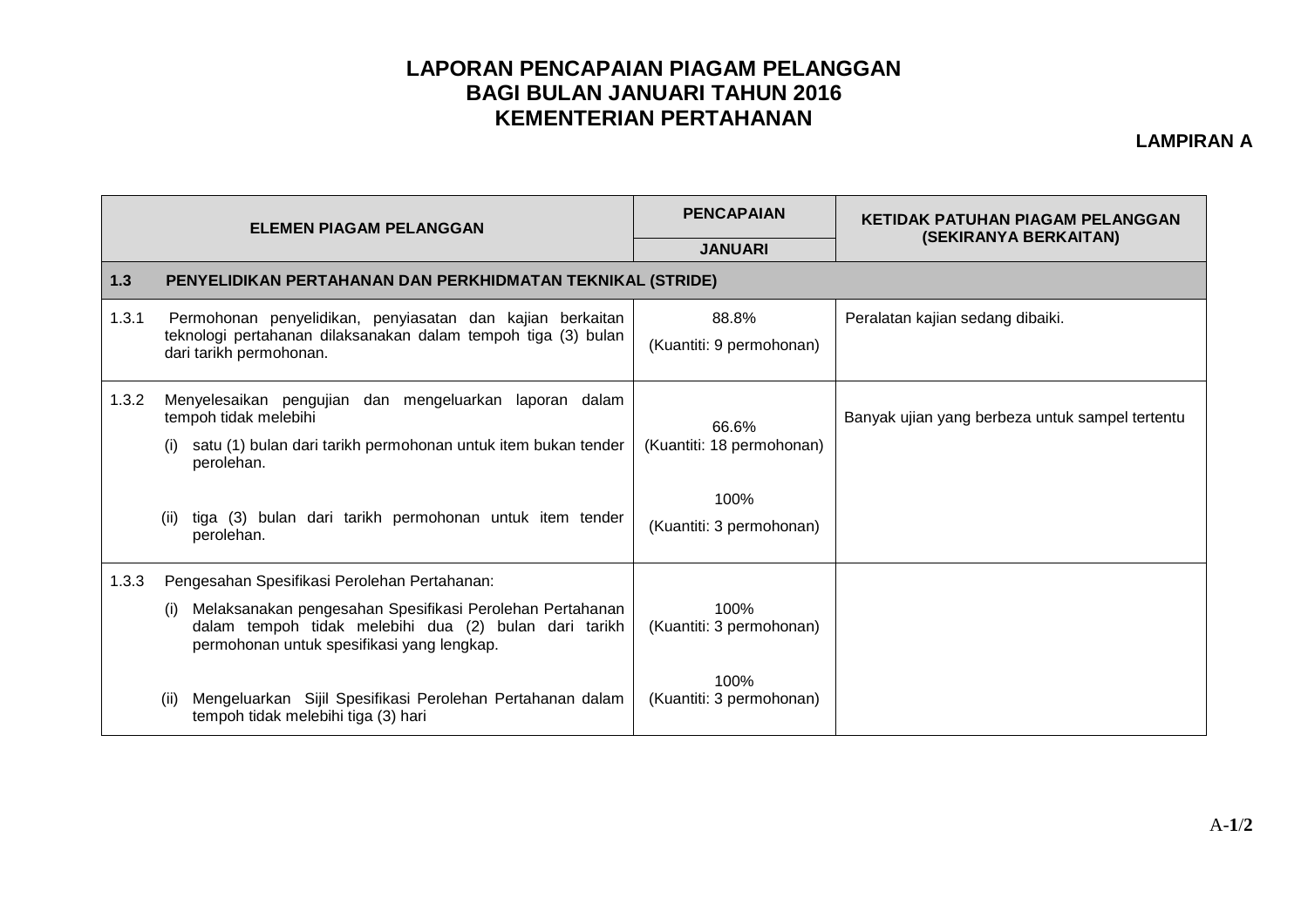# LAPORAN PENCAPAIAN PIAGAM PELANGGAN
# BAGI BULAN JANUARI TAHUN 2016
# KEMENTERIAN PERTAHANAN

**LAMPIRAN A**

| ELEMEN PIAGAM PELANGGAN | | PENCAPAIAN | KETIDAK PATUHAN PIAGAM PELANGGAN (SEKIRANYA BERKAITAN) |
|---|---|---|---|
| | | JANUARI | |
| **1.3** | **PENYELIDIKAN PERTAHANAN DAN PERKHIDMATAN TEKNIKAL (STRIDE)** | | |
| 1.3.1 | Permohonan penyelidikan, penyiasatan dan kajian berkaitan teknologi pertahanan dilaksanakan dalam tempoh tiga (3) bulan dari tarikh permohonan. | 88.8% (Kuantiti: 9 permohonan) | Peralatan kajian sedang dibaiki. |
| 1.3.2 | Menyelesaikan pengujian dan mengeluarkan laporan dalam tempoh tidak melebihi | | |
| | (i) satu (1) bulan dari tarikh permohonan untuk item bukan tender perolehan. | 66.6% (Kuantiti: 18 permohonan) | Banyak ujian yang berbeza untuk sampel tertentu |
| | (ii) tiga (3) bulan dari tarikh permohonan untuk item tender perolehan. | 100% (Kuantiti: 3 permohonan) | |
| 1.3.3 | Pengesahan Spesifikasi Perolehan Pertahanan: | | |
| | (i) Melaksanakan pengesahan Spesifikasi Perolehan Pertahanan dalam tempoh tidak melebihi dua (2) bulan dari tarikh permohonan untuk spesifikasi yang lengkap. | 100% (Kuantiti: 3 permohonan) | |
| | (ii) Mengeluarkan Sijil Spesifikasi Perolehan Pertahanan dalam tempoh tidak melebihi tiga (3) hari | 100% (Kuantiti: 3 permohonan) | |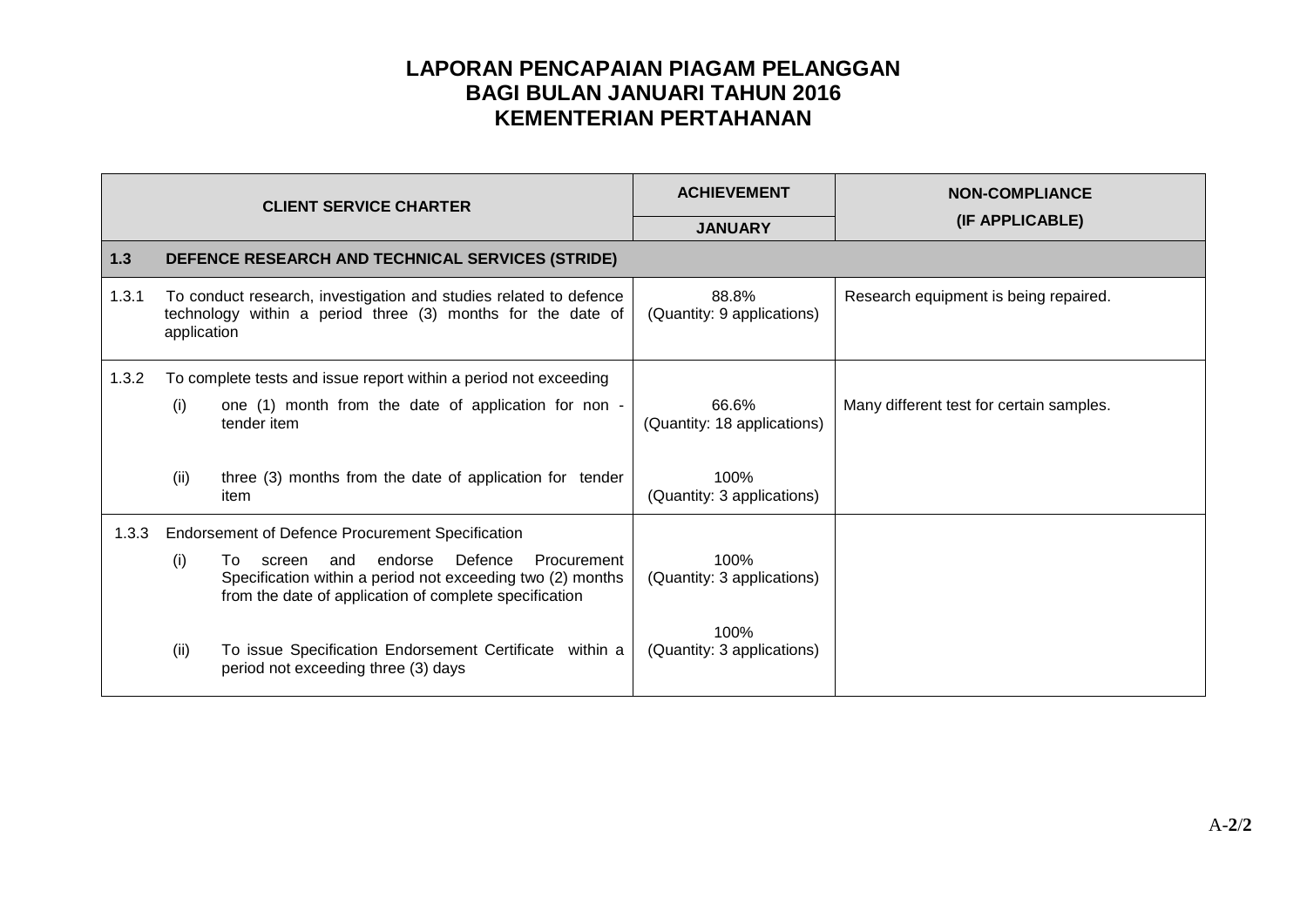# LAPORAN PENCAPAIAN PIAGAM PELANGGAN
# BAGI BULAN JANUARI TAHUN 2016
# KEMENTERIAN PERTAHANAN

| CLIENT SERVICE CHARTER | | | ACHIEVEMENT | NON-COMPLIANCE (IF APPLICABLE) |
|---|---|---|---|---|
| | | | JANUARY | |
| **1.3** | **DEFENCE RESEARCH AND TECHNICAL SERVICES (STRIDE)** | | | |
| 1.3.1 | To conduct research, investigation and studies related to defence technology within a period three (3) months for the date of application | | 88.8% (Quantity: 9 applications) | Research equipment is being repaired. |
| 1.3.2 | To complete tests and issue report within a period not exceeding | | | |
| | (i) | one (1) month from the date of application for non - tender item | 66.6% (Quantity: 18 applications) | Many different test for certain samples. |
| | (ii) | three (3) months from the date of application for tender item | 100% (Quantity: 3 applications) | |
| 1.3.3 | Endorsement of Defence Procurement Specification | | | |
| | (i) | To screen and endorse Defence Procurement Specification within a period not exceeding two (2) months from the date of application of complete specification | 100% (Quantity: 3 applications) | |
| | (ii) | To issue Specification Endorsement Certificate within a period not exceeding three (3) days | 100% (Quantity: 3 applications) | |